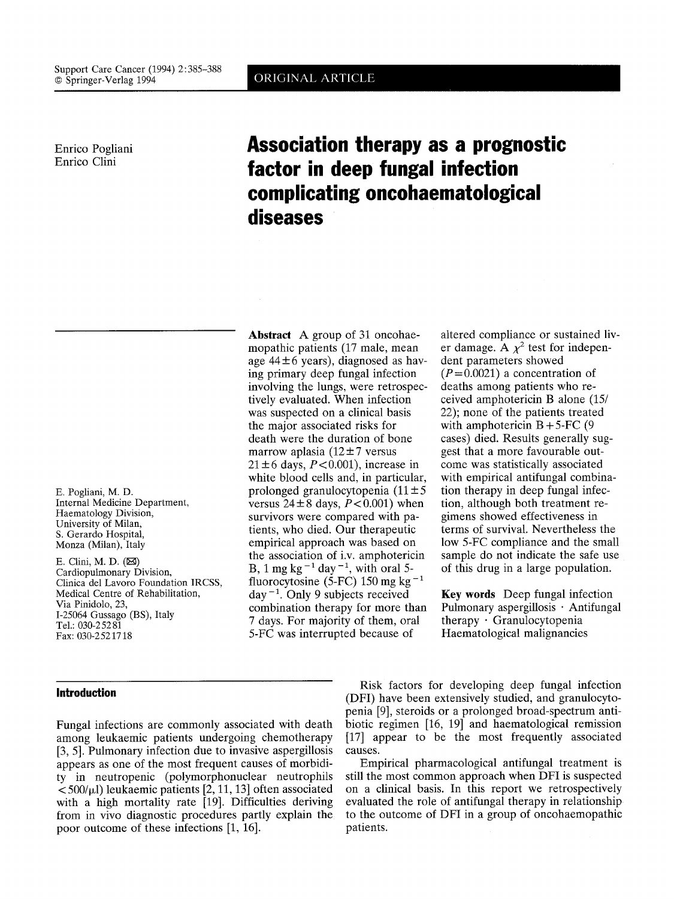ORIGINAL ARTICLE

Enrico Pogliani
Enrico Clini

# Association therapy as a prognostic factor in deep fungal infection complicating oncohaematological diseases

E. Pogliani, M. D.
Internal Medicine Department,
Haematology Division,
University of Milan,
S. Gerardo Hospital,
Monza (Milan), Italy

E. Clini, M. D. (✉)
Cardiopulmonary Division,
Clinica del Lavoro Foundation IRCSS,
Medical Centre of Rehabilitation,
Via Pinidolo, 23,
I-25064 Gussago (BS), Italy
Tel.: 030-25281
Fax: 030-2521718

**Abstract** A group of 31 oncohaemopathic patients (17 male, mean age 44±6 years), diagnosed as having primary deep fungal infection involving the lungs, were retrospectively evaluated. When infection was suspected on a clinical basis the major associated risks for death were the duration of bone marrow aplasia (12±7 versus 21±6 days, $P<0.001$), increase in white blood cells and, in particular, prolonged granulocytopenia (11±5 versus 24±8 days, $P<0.001$) when survivors were compared with patients, who died. Our therapeutic empirical approach was based on the association of i.v. amphotericin B, 1 mg $kg^{-1}$ $day^{-1}$, with oral 5-fluorocytosine (5-FC) 150 mg $kg^{-1}$ $day^{-1}$. Only 9 subjects received combination therapy for more than 7 days. For majority of them, oral 5-FC was interrupted because of altered compliance or sustained liver damage. A $\chi^2$ test for independent parameters showed ($P=0.0021$) a concentration of deaths among patients who received amphotericin B alone (15/22); none of the patients treated with amphotericin B+5-FC (9 cases) died. Results generally suggest that a more favourable outcome was statistically associated with empirical antifungal combination therapy in deep fungal infection, although both treatment regimens showed effectiveness in terms of survival. Nevertheless the low 5-FC compliance and the small sample do not indicate the safe use of this drug in a large population.

**Key words** Deep fungal infection · Pulmonary aspergillosis · Antifungal therapy · Granulocytopenia · Haematological malignancies

## Introduction

Fungal infections are commonly associated with death among leukaemic patients undergoing chemotherapy [3, 5]. Pulmonary infection due to invasive aspergillosis appears as one of the most frequent causes of morbidity in neutropenic (polymorphonuclear neutrophils <500/μl) leukaemic patients [2, 11, 13] often associated with a high mortality rate [19]. Difficulties deriving from in vivo diagnostic procedures partly explain the poor outcome of these infections [1, 16].

Risk factors for developing deep fungal infection (DFI) have been extensively studied, and granulocytopenia [9], steroids or a prolonged broad-spectrum antibiotic regimen [16, 19] and haematological remission [17] appear to be the most frequently associated causes.

Empirical pharmacological antifungal treatment is still the most common approach when DFI is suspected on a clinical basis. In this report we retrospectively evaluated the role of antifungal therapy in relationship to the outcome of DFI in a group of oncohaemopathic patients.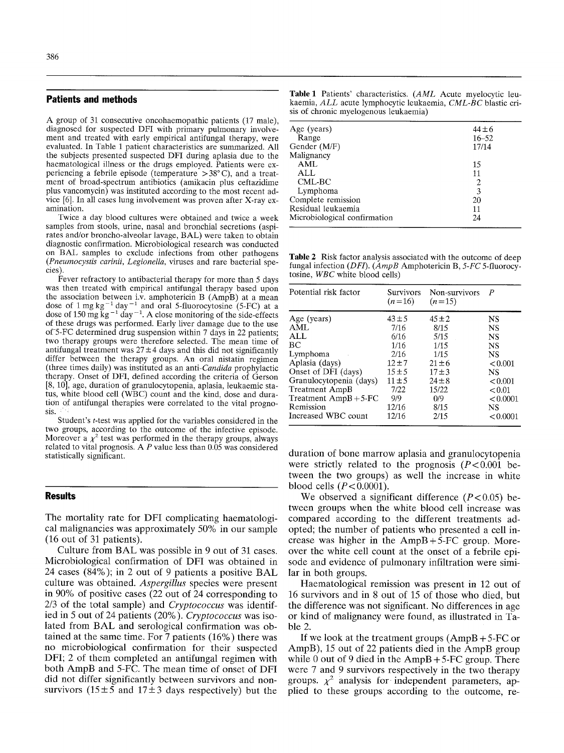## Patients and methods

A group of 31 consecutive oncohaemopathic patients (17 male), diagnosed for suspected DFI with primary pulmonary involvement and treated with early empirical antifungal therapy, were evaluated. In Table 1 patient characteristics are summarized. All the subjects presented suspected DFI during aplasia due to the haematological illness or the drugs employed. Patients were experiencing a febrile episode (temperature >38° C), and a treatment of broad-spectrum antibiotics (amikacin plus ceftazidime plus vancomycin) was instituted according to the most recent advice [6]. In all cases lung involvement was proven after X-ray examination.

Twice a day blood cultures were obtained and twice a week samples from stools, urine, nasal and bronchial secretions (aspirates and/or broncho-alveolar lavage, BAL) were taken to obtain diagnostic confirmation. Microbiological research was conducted on BAL samples to exclude infections from other pathogens (*Pneumocystis carinii*, *Legionella*, viruses and rare bacterial species).

Fever refractory to antibacterial therapy for more than 5 days was then treated with empirical antifungal therapy based upon the association between i.v. amphotericin B (AmpB) at a mean dose of 1 mg $kg^{-1}$ $day^{-1}$ and oral 5-fluorocytosine (5-FC) at a dose of 150 mg $kg^{-1}$ $day^{-1}$. A close monitoring of the side-effects of these drugs was performed. Early liver damage due to the use of 5-FC determined drug suspension within 7 days in 22 patients; two therapy groups were therefore selected. The mean time of antifungal treatment was 27±4 days and this did not significantly differ between the therapy groups. An oral nistatin regimen (three times daily) was instituted as an anti-*Candida* prophylactic therapy. Onset of DFI, defined according the criteria of Gerson [8, 10], age, duration of granulocytopenia, aplasia, leukaemic status, white blood cell (WBC) count and the kind, dose and duration of antifungal therapies were correlated to the vital prognosis.

Student's *t*-test was applied for the variables considered in the two groups, according to the outcome of the infective episode. Moreover a $\chi^2$ test was performed in the therapy groups, always related to vital prognosis. A *P* value less than 0.05 was considered statistically significant.

## Results

The mortality rate for DFI complicating haematological malignancies was approximately 50% in our sample (16 out of 31 patients).

Culture from BAL was possible in 9 out of 31 cases. Microbiological confirmation of DFI was obtained in 24 cases (84%); in 2 out of 9 patients a positive BAL culture was obtained. *Aspergillus* species were present in 90% of positive cases (22 out of 24 corresponding to 2/3 of the total sample) and *Cryptococcus* was identified in 5 out of 24 patients (20%). *Cryptococcus* was isolated from BAL and serological confirmation was obtained at the same time. For 7 patients (16%) there was no microbiological confirmation for their suspected DFI; 2 of them completed an antifungal regimen with both AmpB and 5-FC. The mean time of onset of DFI did not differ significantly between survivors and non-survivors (15±5 and 17±3 days respectively) but the duration of bone marrow aplasia and granulocytopenia were strictly related to the prognosis ($P<0.001$ between the two groups) as well the increase in white blood cells ($P<0.0001$).

We observed a significant difference ($P<0.05$) between groups when the white blood cell increase was compared according to the different treatments adopted; the number of patients who presented a cell increase was higher in the AmpB+5-FC group. Moreover the white cell count at the onset of a febrile episode and evidence of pulmonary infiltration were similar in both groups.

Haematological remission was present in 12 out of 16 survivors and in 8 out of 15 of those who died, but the difference was not significant. No differences in age or kind of malignancy were found, as illustrated in Table 2.

If we look at the treatment groups (AmpB+5-FC or AmpB), 15 out of 22 patients died in the AmpB group while 0 out of 9 died in the AmpB+5-FC group. There were 7 and 9 survivors respectively in the two therapy groups. $\chi^2$ analysis for independent parameters, applied to these groups according to the outcome, re-

**Table 1** Patients' characteristics. (*AML* Acute myelocytic leukaemia, *ALL* acute lymphocytic leukaemia, *CML-BC* blastic crisis of chronic myelogenous leukaemia)

| | |
|---|---|
| Age (years) | 44±6 |
| Range | 16–52 |
| Gender (M/F) | 17/14 |
| Malignancy | |
| AML | 15 |
| ALL | 11 |
| CML-BC | 2 |
| Lymphoma | 3 |
| Complete remission | 20 |
| Residual leukaemia | 11 |
| Microbiological confirmation | 24 |

**Table 2** Risk factor analysis associated with the outcome of deep fungal infection (*DFI*). (*AmpB* Amphotericin B, *5-FC* 5-fluorocytosine, *WBC* white blood cells)

| Potential risk factor | Survivors (*n*=16) | Non-survivors (*n*=15) | *P* |
|---|---|---|---|
| Age (years) | 43±5 | 45±2 | NS |
| AML | 7/16 | 8/15 | NS |
| ALL | 6/16 | 5/15 | NS |
| BC | 1/16 | 1/15 | NS |
| Lymphoma | 2/16 | 1/15 | NS |
| Aplasia (days) | 12±7 | 21±6 | <0.001 |
| Onset of DFI (days) | 15±5 | 17±3 | NS |
| Granulocytopenia (days) | 11±5 | 24±8 | <0.001 |
| Treatment AmpB | 7/22 | 15/22 | <0.01 |
| Treatment AmpB+5-FC | 9/9 | 0/9 | <0.0001 |
| Remission | 12/16 | 8/15 | NS |
| Increased WBC count | 12/16 | 2/15 | <0.0001 |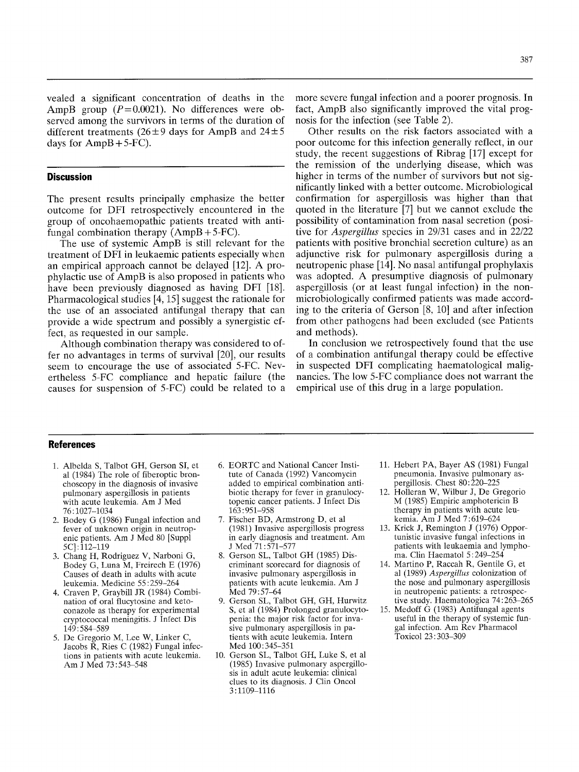vealed a significant concentration of deaths in the AmpB group ($P=0.0021$). No differences were observed among the survivors in terms of the duration of different treatments (26±9 days for AmpB and 24±5 days for AmpB + 5-FC).

## Discussion

The present results principally emphasize the better outcome for DFI retrospectively encountered in the group of oncohaemopathic patients treated with antifungal combination therapy (AmpB + 5-FC).

The use of systemic AmpB is still relevant for the treatment of DFI in leukaemic patients especially when an empirical approach cannot be delayed [12]. A prophylactic use of AmpB is also proposed in patients who have been previously diagnosed as having DFI [18]. Pharmacological studies [4, 15] suggest the rationale for the use of an associated antifungal therapy that can provide a wide spectrum and possibly a synergistic effect, as requested in our sample.

Although combination therapy was considered to offer no advantages in terms of survival [20], our results seem to encourage the use of associated 5-FC. Nevertheless 5-FC compliance and hepatic failure (the causes for suspension of 5-FC) could be related to a more severe fungal infection and a poorer prognosis. In fact, AmpB also significantly improved the vital prognosis for the infection (see Table 2).

Other results on the risk factors associated with a poor outcome for this infection generally reflect, in our study, the recent suggestions of Ribrag [17] except for the remission of the underlying disease, which was higher in terms of the number of survivors but not significantly linked with a better outcome. Microbiological confirmation for aspergillosis was higher than that quoted in the literature [7] but we cannot exclude the possibility of contamination from nasal secretion (positive for *Aspergillus* species in 29/31 cases and in 22/22 patients with positive bronchial secretion culture) as an adjunctive risk for pulmonary aspergillosis during a neutropenic phase [14]. No nasal antifungal prophylaxis was adopted. A presumptive diagnosis of pulmonary aspergillosis (or at least fungal infection) in the non-microbiologically confirmed patients was made according to the criteria of Gerson [8, 10] and after infection from other pathogens had been excluded (see Patients and methods).

In conclusion we retrospectively found that the use of a combination antifungal therapy could be effective in suspected DFI complicating haematological malignancies. The low 5-FC compliance does not warrant the empirical use of this drug in a large population.

## References

1. Albelda S, Talbot GH, Gerson SI, et al (1984) The role of fiberoptic bronchoscopy in the diagnosis of invasive pulmonary aspergillosis in patients with acute leukemia. Am J Med 76:1027–1034
2. Bodey G (1986) Fungal infection and fever of unknown origin in neutropenic patients. Am J Med 80 [Suppl 5C]:112–119
3. Chang H, Rodriguez V, Narboni G, Bodey G, Luna M, Freirech E (1976) Causes of death in adults with acute leukemia. Medicine 55:259–264
4. Craven P, Graybill JR (1984) Combination of oral flucytosine and ketoconazole as therapy for experimental cryptococcal meningitis. J Infect Dis 149:584–589
5. De Gregorio M, Lee W, Linker C, Jacobs R, Ries C (1982) Fungal infections in patients with acute leukemia. Am J Med 73:543–548
6. EORTC and National Cancer Institute of Canada (1992) Vancomycin added to empirical combination antibiotic therapy for fever in granulocytopenic cancer patients. J Infect Dis 163:951–958
7. Fischer BD, Armstrong D, et al (1981) Invasive aspergillosis progress in early diagnosis and treatment. Am J Med 71:571–577
8. Gerson SL, Talbot GH (1985) Discriminant scorecard for diagnosis of invasive pulmonary aspergillosis in patients with acute leukemia. Am J Med 79:57–64
9. Gerson SL, Talbot GH, GH, Hurwitz S, et al (1984) Prolonged granulocytopenia: the major risk factor for invasive pulmonary aspergillosis in patients with acute leukemia. Intern Med 100:345–351
10. Gerson SL, Talbot GH, Luke S, et al (1985) Invasive pulmonary aspergillosis in adult acute leukemia: clinical clues to its diagnosis. J Clin Oncol 3:1109–1116
11. Hebert PA, Bayer AS (1981) Fungal pneumonia. Invasive pulmonary aspergillosis. Chest 80:220–225
12. Holleran W, Wilbur J, De Gregorio M (1985) Empiric amphotericin B therapy in patients with acute leukemia. Am J Med 7:619–624
13. Krick J, Remington J (1976) Opportunistic invasive fungal infections in patients with leukaemia and lymphoma. Clin Haematol 5:249–254
14. Martino P, Raccah R, Gentile G, et al (1989) *Aspergillus* colonization of the nose and pulmonary aspergillosis in neutropenic patients: a retrospective study. Haematologica 74:263–265
15. Medoff G (1983) Antifungal agents useful in the therapy of systemic fungal infection. Am Rev Pharmacol Toxicol 23:303–309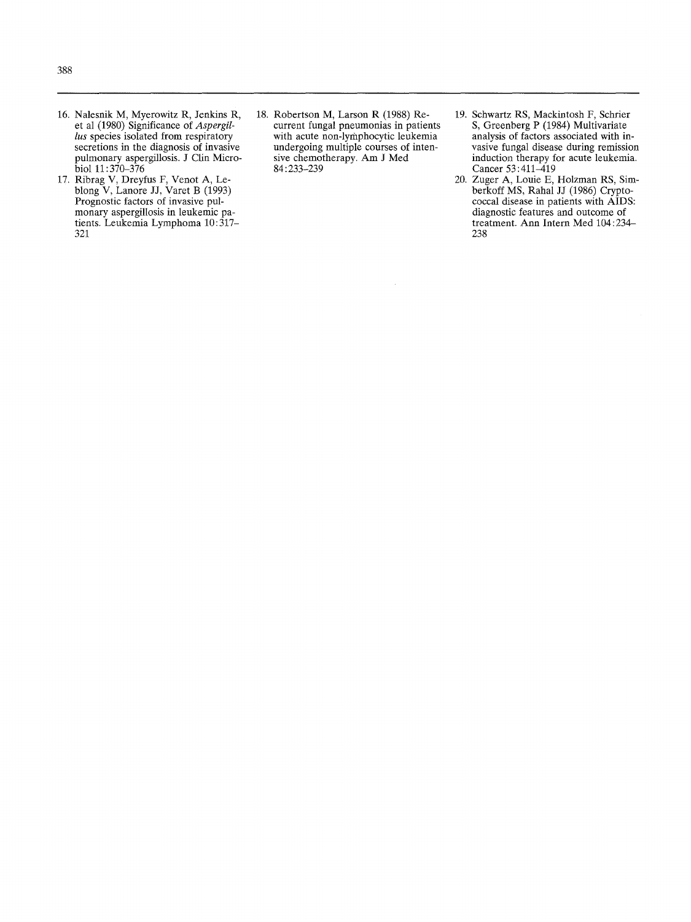16. Nalesnik M, Myerowitz R, Jenkins R, et al (1980) Significance of *Aspergillus* species isolated from respiratory secretions in the diagnosis of invasive pulmonary aspergillosis. J Clin Microbiol 11:370–376
17. Ribrag V, Dreyfus F, Venot A, Leblong V, Lanore JJ, Varet B (1993) Prognostic factors of invasive pulmonary aspergillosis in leukemic patients. Leukemia Lymphoma 10:317–321
18. Robertson M, Larson R (1988) Recurrent fungal pneumonias in patients with acute non-lymphocytic leukemia undergoing multiple courses of intensive chemotherapy. Am J Med 84:233–239
19. Schwartz RS, Mackintosh F, Schrier S, Greenberg P (1984) Multivariate analysis of factors associated with invasive fungal disease during remission induction therapy for acute leukemia. Cancer 53:411–419
20. Zuger A, Louie E, Holzman RS, Simberkoff MS, Rahal JJ (1986) Cryptococcal disease in patients with AIDS: diagnostic features and outcome of treatment. Ann Intern Med 104:234–238